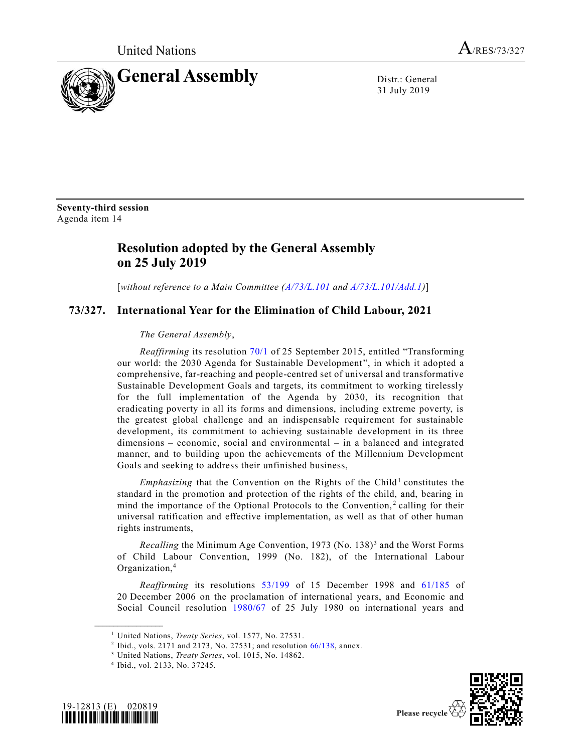United Nations A/RES/73/327

# General Assembly

Distr.: General
31 July 2019

**Seventy-third session**
Agenda item 14

## Resolution adopted by the General Assembly on 25 July 2019

[*without reference to a Main Committee (A/73/L.101 and A/73/L.101/Add.1)*]

### 73/327. International Year for the Elimination of Child Labour, 2021

*The General Assembly*,

*Reaffirming* its resolution 70/1 of 25 September 2015, entitled "Transforming our world: the 2030 Agenda for Sustainable Development", in which it adopted a comprehensive, far-reaching and people-centred set of universal and transformative Sustainable Development Goals and targets, its commitment to working tirelessly for the full implementation of the Agenda by 2030, its recognition that eradicating poverty in all its forms and dimensions, including extreme poverty, is the greatest global challenge and an indispensable requirement for sustainable development, its commitment to achieving sustainable development in its three dimensions – economic, social and environmental – in a balanced and integrated manner, and to building upon the achievements of the Millennium Development Goals and seeking to address their unfinished business,

*Emphasizing* that the Convention on the Rights of the Child[1] constitutes the standard in the promotion and protection of the rights of the child, and, bearing in mind the importance of the Optional Protocols to the Convention,[2] calling for their universal ratification and effective implementation, as well as that of other human rights instruments,

*Recalling* the Minimum Age Convention, 1973 (No. 138)[3] and the Worst Forms of Child Labour Convention, 1999 (No. 182), of the International Labour Organization,[4]

*Reaffirming* its resolutions 53/199 of 15 December 1998 and 61/185 of 20 December 2006 on the proclamation of international years, and Economic and Social Council resolution 1980/67 of 25 July 1980 on international years and

---

[1] United Nations, *Treaty Series*, vol. 1577, No. 27531.

[2] Ibid., vols. 2171 and 2173, No. 27531; and resolution 66/138, annex.

[3] United Nations, *Treaty Series*, vol. 1015, No. 14862.

[4] Ibid., vol. 2133, No. 37245.

19-12813 (E) 020819

Please recycle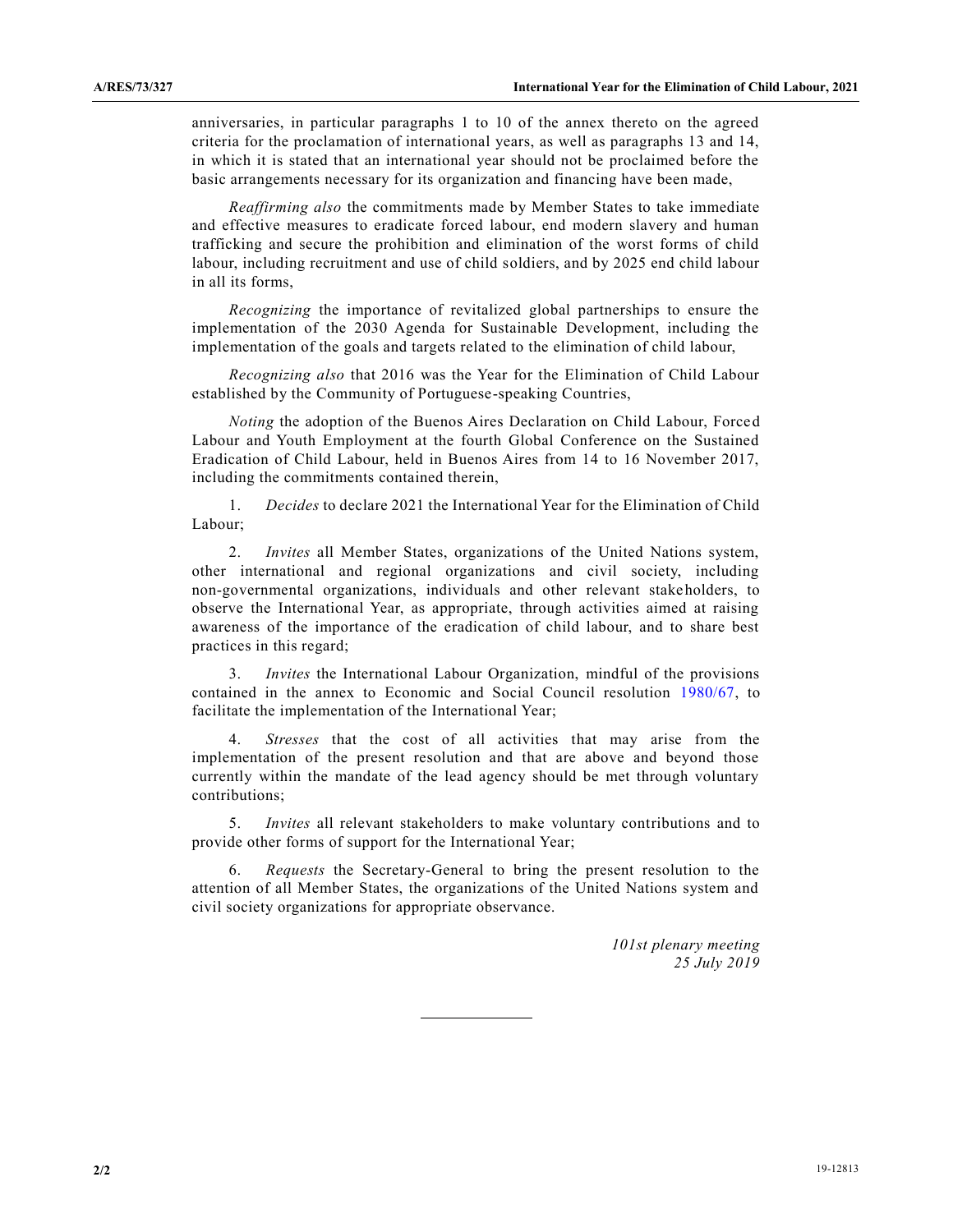anniversaries, in particular paragraphs 1 to 10 of the annex thereto on the agreed criteria for the proclamation of international years, as well as paragraphs 13 and 14, in which it is stated that an international year should not be proclaimed before the basic arrangements necessary for its organization and financing have been made,

*Reaffirming also* the commitments made by Member States to take immediate and effective measures to eradicate forced labour, end modern slavery and human trafficking and secure the prohibition and elimination of the worst forms of child labour, including recruitment and use of child soldiers, and by 2025 end child labour in all its forms,

*Recognizing* the importance of revitalized global partnerships to ensure the implementation of the 2030 Agenda for Sustainable Development, including the implementation of the goals and targets related to the elimination of child labour,

*Recognizing also* that 2016 was the Year for the Elimination of Child Labour established by the Community of Portuguese-speaking Countries,

*Noting* the adoption of the Buenos Aires Declaration on Child Labour, Forced Labour and Youth Employment at the fourth Global Conference on the Sustained Eradication of Child Labour, held in Buenos Aires from 14 to 16 November 2017, including the commitments contained therein,

1. *Decides* to declare 2021 the International Year for the Elimination of Child Labour;

2. *Invites* all Member States, organizations of the United Nations system, other international and regional organizations and civil society, including non-governmental organizations, individuals and other relevant stakeholders, to observe the International Year, as appropriate, through activities aimed at raising awareness of the importance of the eradication of child labour, and to share best practices in this regard;

3. *Invites* the International Labour Organization, mindful of the provisions contained in the annex to Economic and Social Council resolution 1980/67, to facilitate the implementation of the International Year;

4. *Stresses* that the cost of all activities that may arise from the implementation of the present resolution and that are above and beyond those currently within the mandate of the lead agency should be met through voluntary contributions;

5. *Invites* all relevant stakeholders to make voluntary contributions and to provide other forms of support for the International Year;

6. *Requests* the Secretary-General to bring the present resolution to the attention of all Member States, the organizations of the United Nations system and civil society organizations for appropriate observance.

*101st plenary meeting*
*25 July 2019*